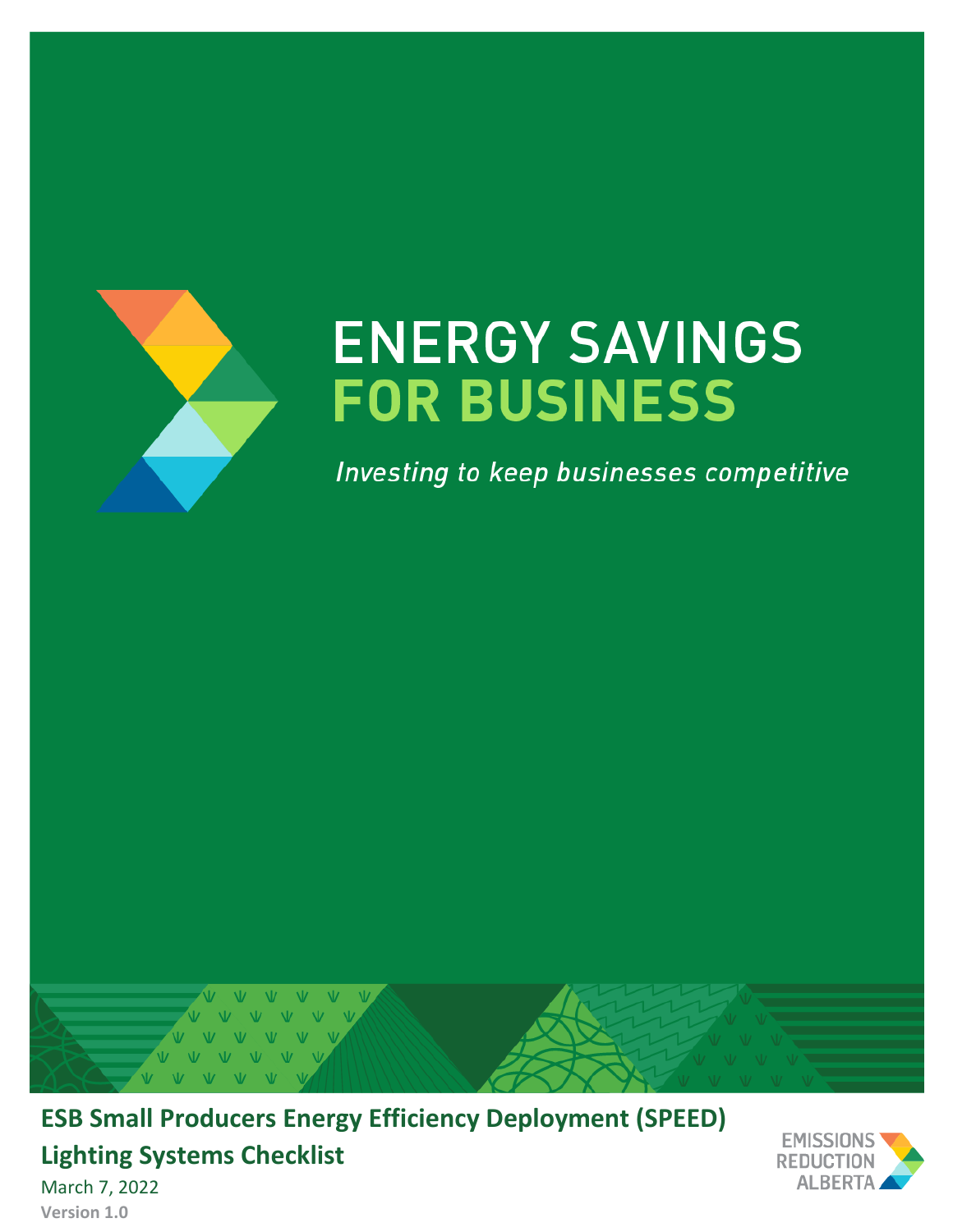# ENERGY SAVINGS FOR BUSINESS

*Investing to keep businesses competitive*

**ESB Small Producers Energy Efficiency Deployment (SPEED) Lighting Systems Checklist**

March 7, 2022

**Version 1.0**

EMISSIONS REDUCTION ALBERTA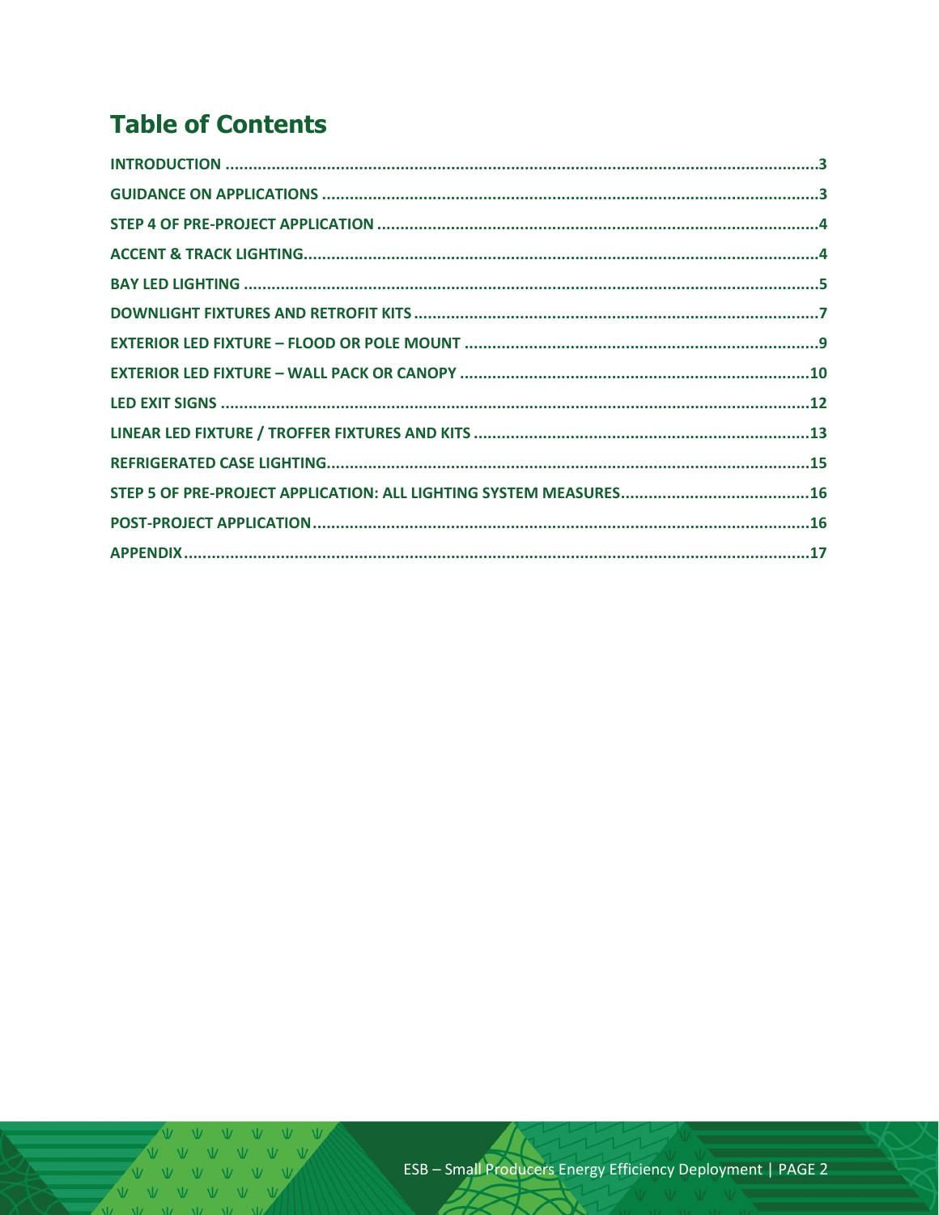# Table of Contents

| | |
|---|---|
| INTRODUCTION | 3 |
| GUIDANCE ON APPLICATIONS | 3 |
| STEP 4 OF PRE-PROJECT APPLICATION | 4 |
| ACCENT & TRACK LIGHTING | 4 |
| BAY LED LIGHTING | 5 |
| DOWNLIGHT FIXTURES AND RETROFIT KITS | 7 |
| EXTERIOR LED FIXTURE – FLOOD OR POLE MOUNT | 9 |
| EXTERIOR LED FIXTURE – WALL PACK OR CANOPY | 10 |
| LED EXIT SIGNS | 12 |
| LINEAR LED FIXTURE / TROFFER FIXTURES AND KITS | 13 |
| REFRIGERATED CASE LIGHTING | 15 |
| STEP 5 OF PRE-PROJECT APPLICATION: ALL LIGHTING SYSTEM MEASURES | 16 |
| POST-PROJECT APPLICATION | 16 |
| APPENDIX | 17 |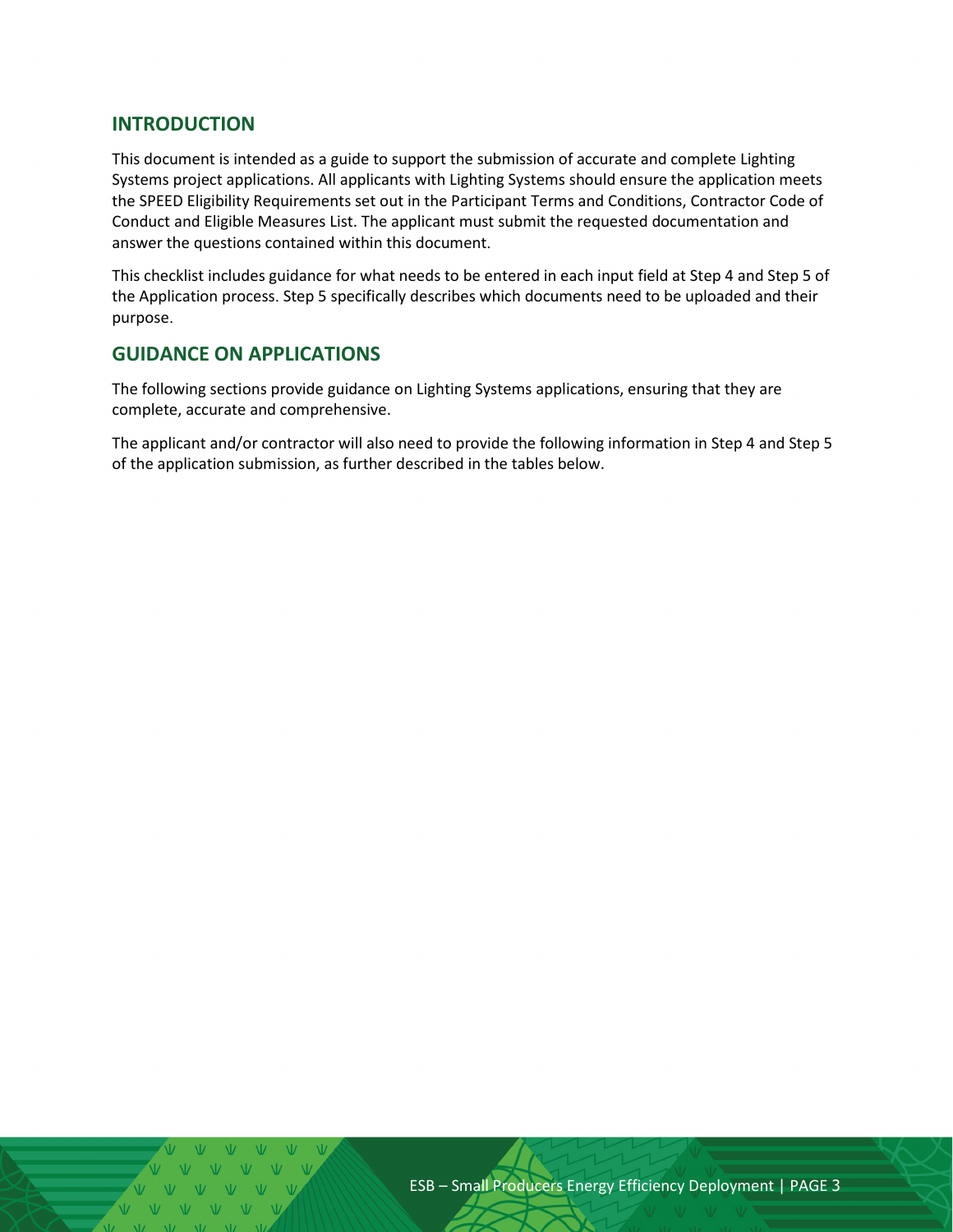## INTRODUCTION

This document is intended as a guide to support the submission of accurate and complete Lighting Systems project applications. All applicants with Lighting Systems should ensure the application meets the SPEED Eligibility Requirements set out in the Participant Terms and Conditions, Contractor Code of Conduct and Eligible Measures List. The applicant must submit the requested documentation and answer the questions contained within this document.

This checklist includes guidance for what needs to be entered in each input field at Step 4 and Step 5 of the Application process. Step 5 specifically describes which documents need to be uploaded and their purpose.

## GUIDANCE ON APPLICATIONS

The following sections provide guidance on Lighting Systems applications, ensuring that they are complete, accurate and comprehensive.

The applicant and/or contractor will also need to provide the following information in Step 4 and Step 5 of the application submission, as further described in the tables below.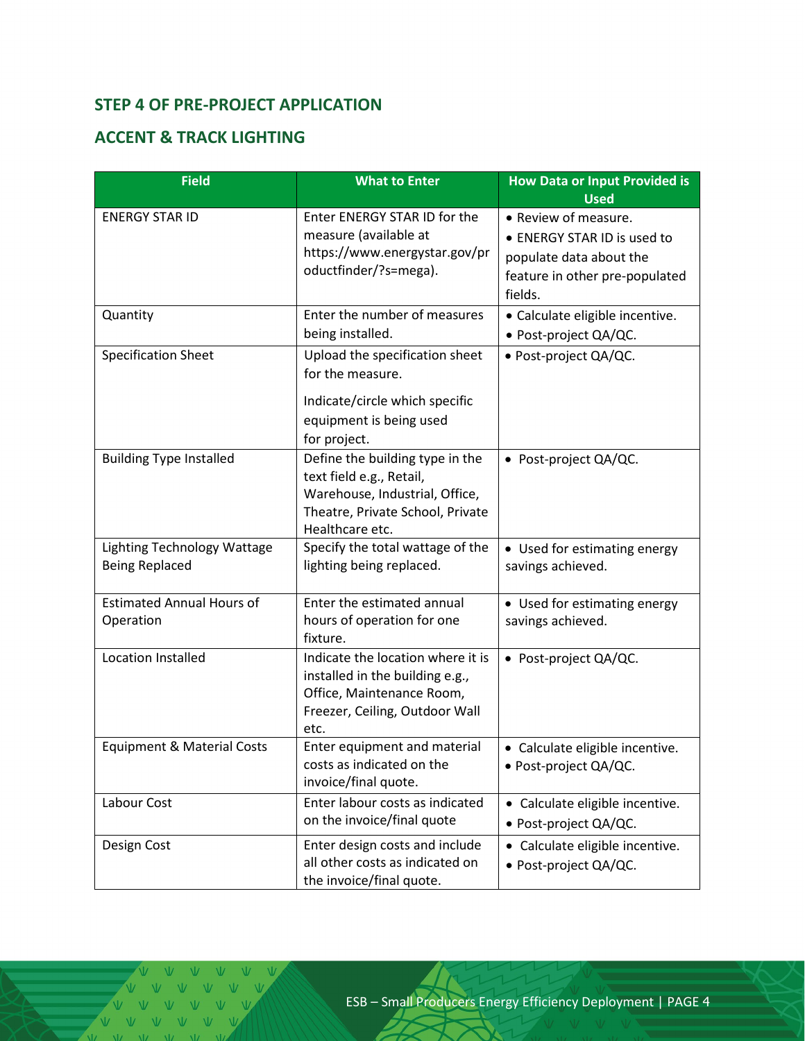## STEP 4 OF PRE-PROJECT APPLICATION

## ACCENT & TRACK LIGHTING

| Field | What to Enter | How Data or Input Provided is Used |
|---|---|---|
| ENERGY STAR ID | Enter ENERGY STAR ID for the measure (available at https://www.energystar.gov/productfinder/?s=mega). | • Review of measure.<br>• ENERGY STAR ID is used to populate data about the feature in other pre-populated fields. |
| Quantity | Enter the number of measures being installed. | • Calculate eligible incentive.<br>• Post-project QA/QC. |
| Specification Sheet | Upload the specification sheet for the measure.<br><br>Indicate/circle which specific equipment is being used for project. | • Post-project QA/QC. |
| Building Type Installed | Define the building type in the text field e.g., Retail, Warehouse, Industrial, Office, Theatre, Private School, Private Healthcare etc. | • Post-project QA/QC. |
| Lighting Technology Wattage Being Replaced | Specify the total wattage of the lighting being replaced. | • Used for estimating energy savings achieved. |
| Estimated Annual Hours of Operation | Enter the estimated annual hours of operation for one fixture. | • Used for estimating energy savings achieved. |
| Location Installed | Indicate the location where it is installed in the building e.g., Office, Maintenance Room, Freezer, Ceiling, Outdoor Wall etc. | • Post-project QA/QC. |
| Equipment & Material Costs | Enter equipment and material costs as indicated on the invoice/final quote. | • Calculate eligible incentive.<br>• Post-project QA/QC. |
| Labour Cost | Enter labour costs as indicated on the invoice/final quote | • Calculate eligible incentive.<br>• Post-project QA/QC. |
| Design Cost | Enter design costs and include all other costs as indicated on the invoice/final quote. | • Calculate eligible incentive.<br>• Post-project QA/QC. |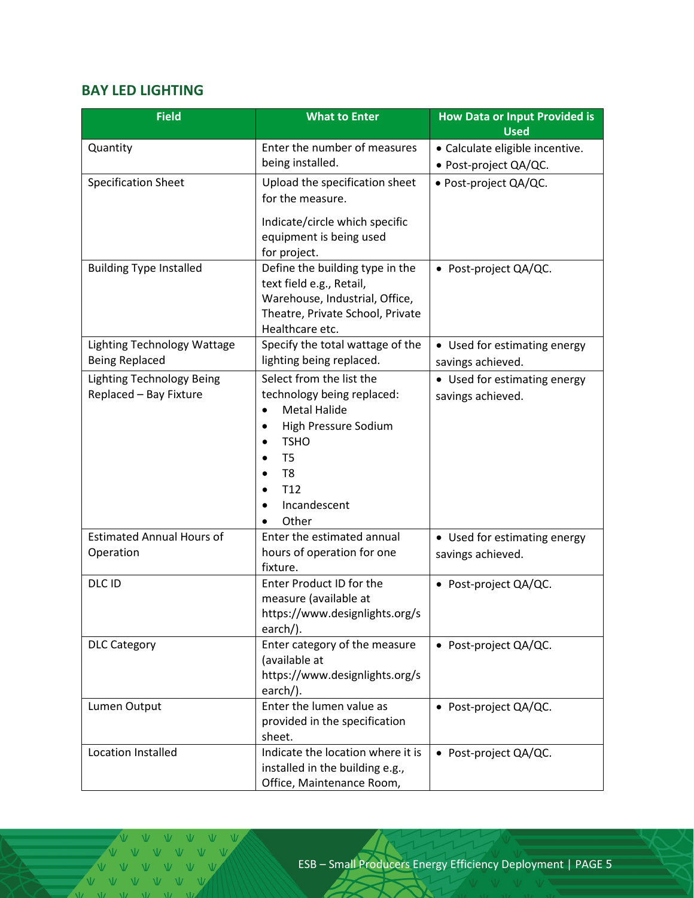## BAY LED LIGHTING

| Field | What to Enter | How Data or Input Provided is Used |
|---|---|---|
| Quantity | Enter the number of measures being installed. | • Calculate eligible incentive.<br>• Post-project QA/QC. |
| Specification Sheet | Upload the specification sheet for the measure.<br><br>Indicate/circle which specific equipment is being used for project. | • Post-project QA/QC. |
| Building Type Installed | Define the building type in the text field e.g., Retail, Warehouse, Industrial, Office, Theatre, Private School, Private Healthcare etc. | • Post-project QA/QC. |
| Lighting Technology Wattage Being Replaced | Specify the total wattage of the lighting being replaced. | • Used for estimating energy savings achieved. |
| Lighting Technology Being Replaced – Bay Fixture | Select from the list the technology being replaced:<br>• Metal Halide<br>• High Pressure Sodium<br>• TSHO<br>• T5<br>• T8<br>• T12<br>• Incandescent<br>• Other | • Used for estimating energy savings achieved. |
| Estimated Annual Hours of Operation | Enter the estimated annual hours of operation for one fixture. | • Used for estimating energy savings achieved. |
| DLC ID | Enter Product ID for the measure (available at https://www.designlights.org/search/). | • Post-project QA/QC. |
| DLC Category | Enter category of the measure (available at https://www.designlights.org/search/). | • Post-project QA/QC. |
| Lumen Output | Enter the lumen value as provided in the specification sheet. | • Post-project QA/QC. |
| Location Installed | Indicate the location where it is installed in the building e.g., Office, Maintenance Room, | • Post-project QA/QC. |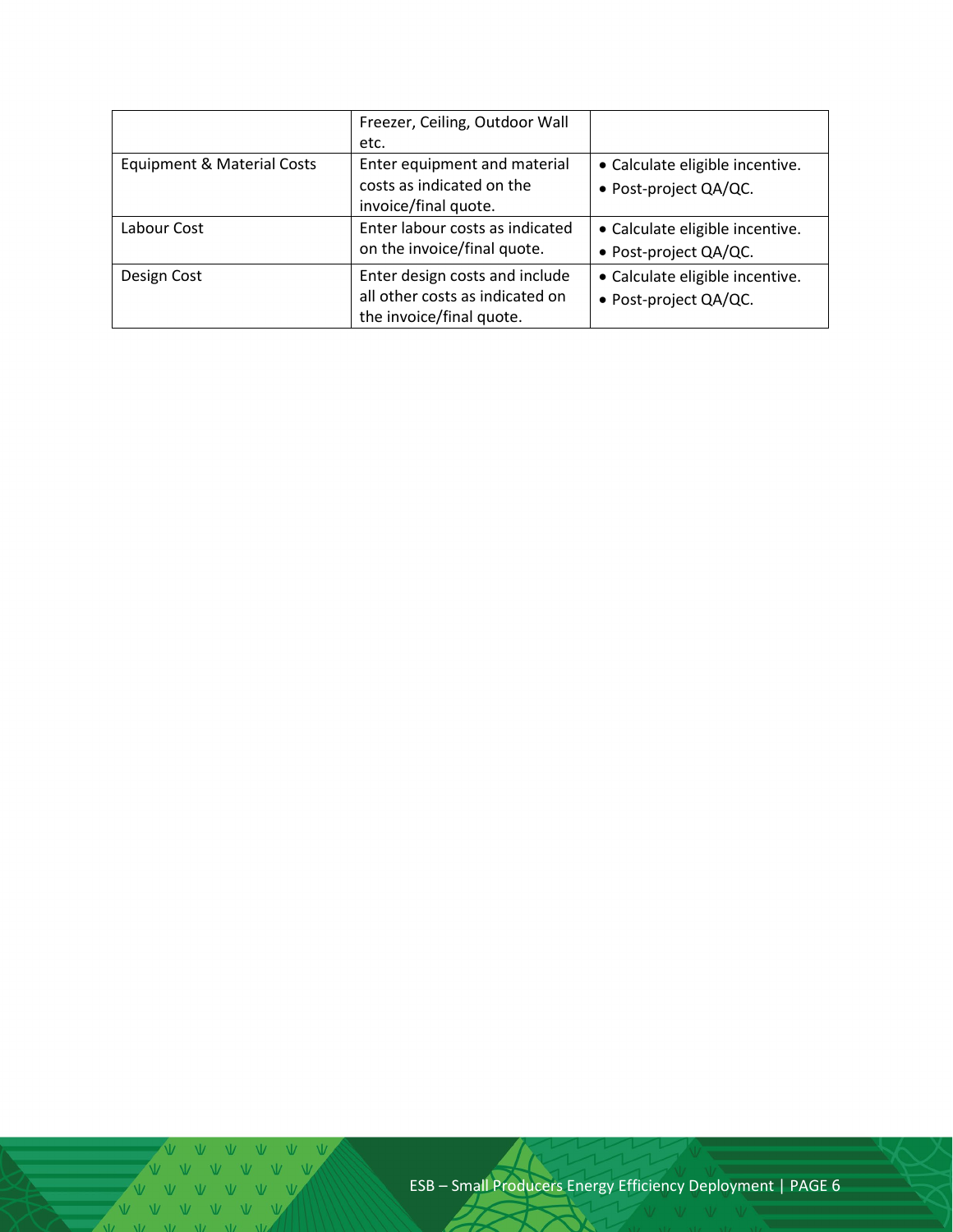| | | |
|---|---|---|
| | Freezer, Ceiling, Outdoor Wall etc. | |
| Equipment & Material Costs | Enter equipment and material costs as indicated on the invoice/final quote. | • Calculate eligible incentive.<br>• Post-project QA/QC. |
| Labour Cost | Enter labour costs as indicated on the invoice/final quote. | • Calculate eligible incentive.<br>• Post-project QA/QC. |
| Design Cost | Enter design costs and include all other costs as indicated on the invoice/final quote. | • Calculate eligible incentive.<br>• Post-project QA/QC. |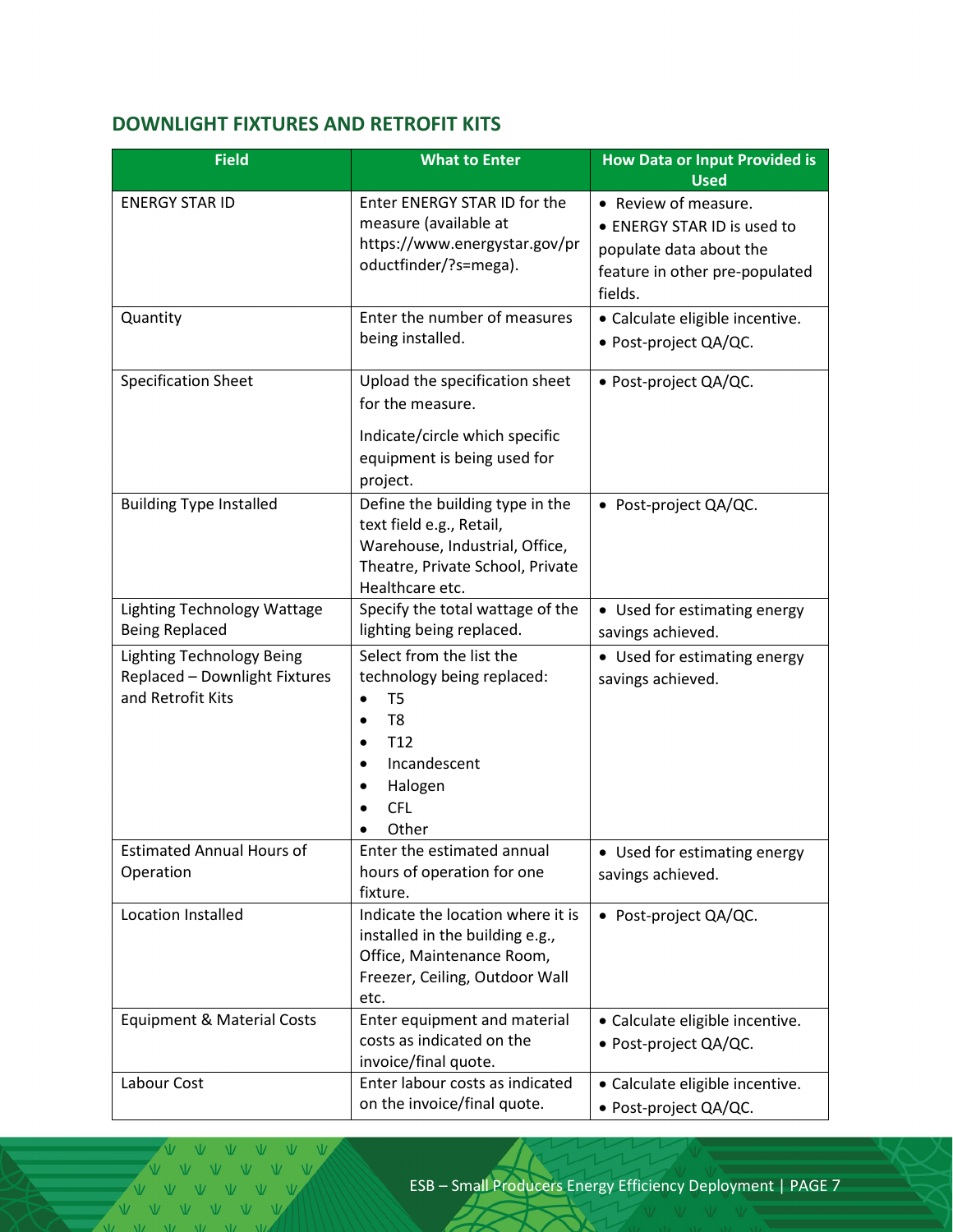## DOWNLIGHT FIXTURES AND RETROFIT KITS

| Field | What to Enter | How Data or Input Provided is Used |
|---|---|---|
| ENERGY STAR ID | Enter ENERGY STAR ID for the measure (available at https://www.energystar.gov/productfinder/?s=mega). | • Review of measure.<br>• ENERGY STAR ID is used to populate data about the feature in other pre-populated fields. |
| Quantity | Enter the number of measures being installed. | • Calculate eligible incentive.<br>• Post-project QA/QC. |
| Specification Sheet | Upload the specification sheet for the measure.<br><br>Indicate/circle which specific equipment is being used for project. | • Post-project QA/QC. |
| Building Type Installed | Define the building type in the text field e.g., Retail, Warehouse, Industrial, Office, Theatre, Private School, Private Healthcare etc. | • Post-project QA/QC. |
| Lighting Technology Wattage Being Replaced | Specify the total wattage of the lighting being replaced. | • Used for estimating energy savings achieved. |
| Lighting Technology Being Replaced – Downlight Fixtures and Retrofit Kits | Select from the list the technology being replaced:<br>• T5<br>• T8<br>• T12<br>• Incandescent<br>• Halogen<br>• CFL<br>• Other | • Used for estimating energy savings achieved. |
| Estimated Annual Hours of Operation | Enter the estimated annual hours of operation for one fixture. | • Used for estimating energy savings achieved. |
| Location Installed | Indicate the location where it is installed in the building e.g., Office, Maintenance Room, Freezer, Ceiling, Outdoor Wall etc. | • Post-project QA/QC. |
| Equipment & Material Costs | Enter equipment and material costs as indicated on the invoice/final quote. | • Calculate eligible incentive.<br>• Post-project QA/QC. |
| Labour Cost | Enter labour costs as indicated on the invoice/final quote. | • Calculate eligible incentive.<br>• Post-project QA/QC. |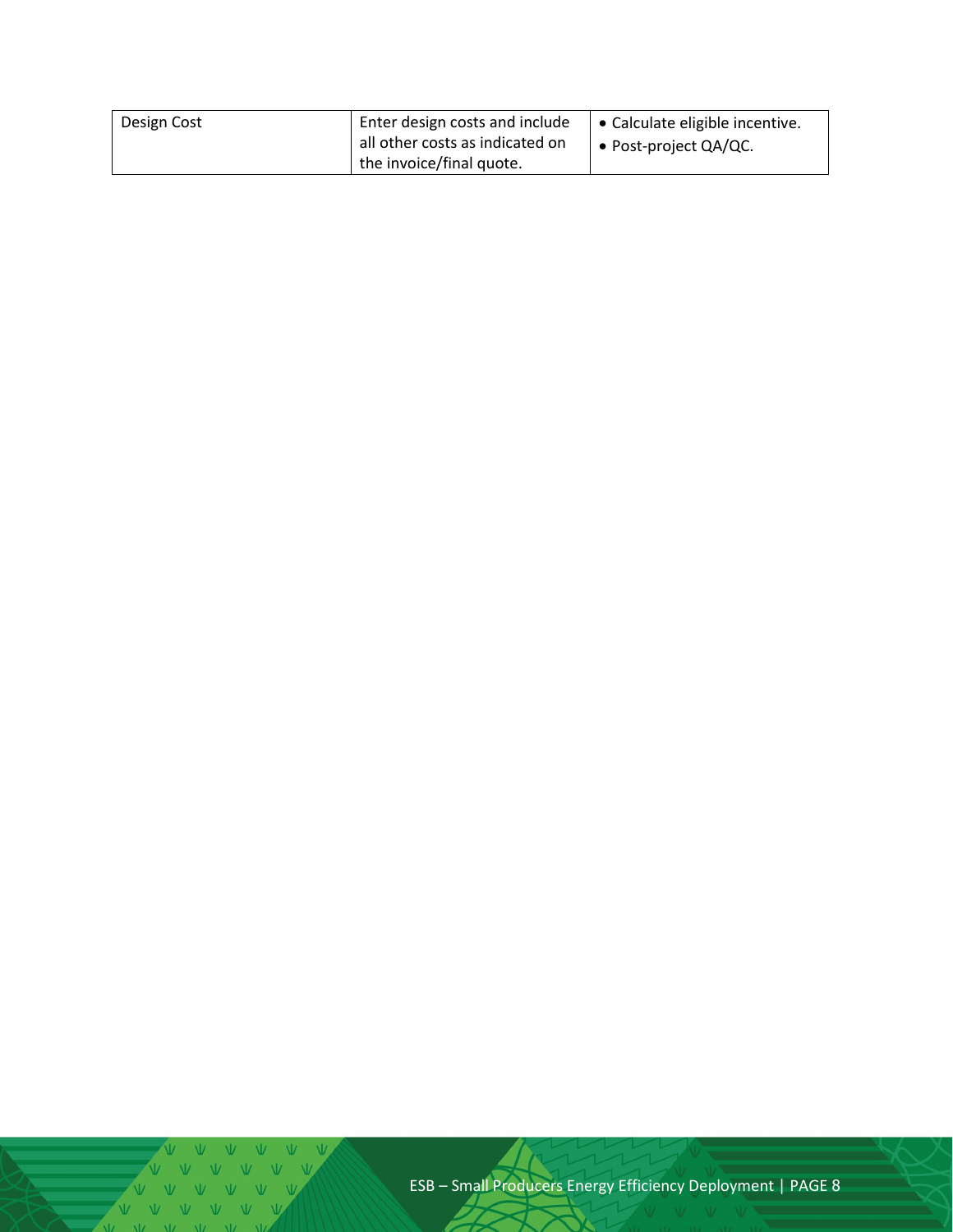| | | |
|---|---|---|
| Design Cost | Enter design costs and include all other costs as indicated on the invoice/final quote. | • Calculate eligible incentive.<br>• Post-project QA/QC. |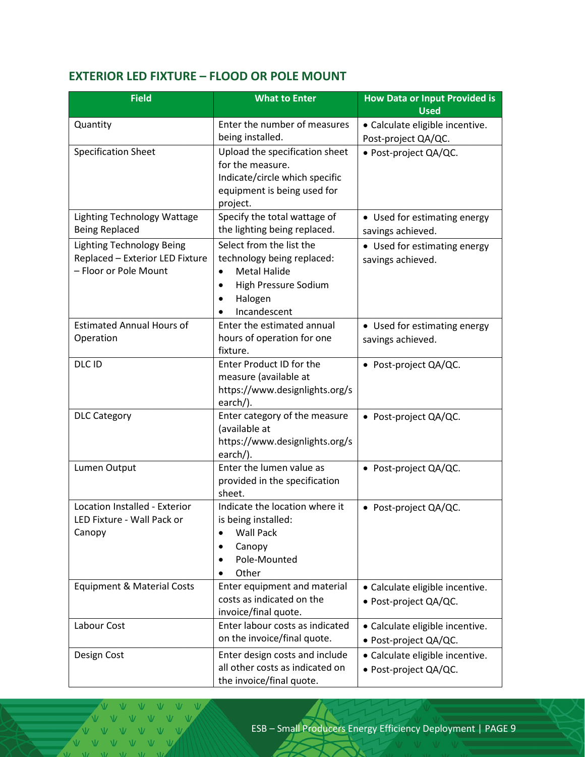## EXTERIOR LED FIXTURE – FLOOD OR POLE MOUNT

| Field | What to Enter | How Data or Input Provided is Used |
|---|---|---|
| Quantity | Enter the number of measures being installed. | • Calculate eligible incentive. Post-project QA/QC. |
| Specification Sheet | Upload the specification sheet for the measure. Indicate/circle which specific equipment is being used for project. | • Post-project QA/QC. |
| Lighting Technology Wattage Being Replaced | Specify the total wattage of the lighting being replaced. | • Used for estimating energy savings achieved. |
| Lighting Technology Being Replaced – Exterior LED Fixture – Floor or Pole Mount | Select from the list the technology being replaced: <br>• Metal Halide <br>• High Pressure Sodium <br>• Halogen <br>• Incandescent | • Used for estimating energy savings achieved. |
| Estimated Annual Hours of Operation | Enter the estimated annual hours of operation for one fixture. | • Used for estimating energy savings achieved. |
| DLC ID | Enter Product ID for the measure (available at https://www.designlights.org/search/). | • Post-project QA/QC. |
| DLC Category | Enter category of the measure (available at https://www.designlights.org/search/). | • Post-project QA/QC. |
| Lumen Output | Enter the lumen value as provided in the specification sheet. | • Post-project QA/QC. |
| Location Installed - Exterior LED Fixture - Wall Pack or Canopy | Indicate the location where it is being installed: <br>• Wall Pack <br>• Canopy <br>• Pole-Mounted <br>• Other | • Post-project QA/QC. |
| Equipment & Material Costs | Enter equipment and material costs as indicated on the invoice/final quote. | • Calculate eligible incentive. <br>• Post-project QA/QC. |
| Labour Cost | Enter labour costs as indicated on the invoice/final quote. | • Calculate eligible incentive. <br>• Post-project QA/QC. |
| Design Cost | Enter design costs and include all other costs as indicated on the invoice/final quote. | • Calculate eligible incentive. <br>• Post-project QA/QC. |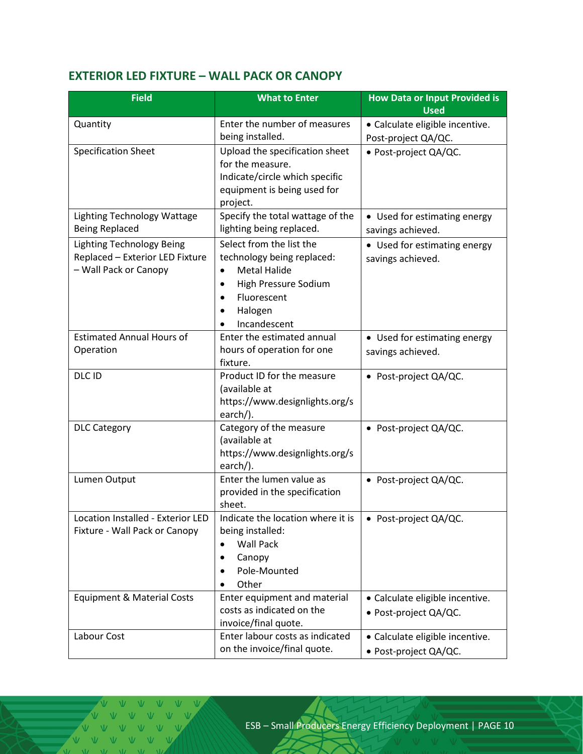## EXTERIOR LED FIXTURE – WALL PACK OR CANOPY

| Field | What to Enter | How Data or Input Provided is Used |
| --- | --- | --- |
| Quantity | Enter the number of measures being installed. | • Calculate eligible incentive. Post-project QA/QC. |
| Specification Sheet | Upload the specification sheet for the measure. Indicate/circle which specific equipment is being used for project. | • Post-project QA/QC. |
| Lighting Technology Wattage Being Replaced | Specify the total wattage of the lighting being replaced. | • Used for estimating energy savings achieved. |
| Lighting Technology Being Replaced – Exterior LED Fixture – Wall Pack or Canopy | Select from the list the technology being replaced: <br>• Metal Halide <br>• High Pressure Sodium <br>• Fluorescent <br>• Halogen <br>• Incandescent | • Used for estimating energy savings achieved. |
| Estimated Annual Hours of Operation | Enter the estimated annual hours of operation for one fixture. | • Used for estimating energy savings achieved. |
| DLC ID | Product ID for the measure (available at https://www.designlights.org/search/). | • Post-project QA/QC. |
| DLC Category | Category of the measure (available at https://www.designlights.org/search/). | • Post-project QA/QC. |
| Lumen Output | Enter the lumen value as provided in the specification sheet. | • Post-project QA/QC. |
| Location Installed - Exterior LED Fixture - Wall Pack or Canopy | Indicate the location where it is being installed: <br>• Wall Pack <br>• Canopy <br>• Pole-Mounted <br>• Other | • Post-project QA/QC. |
| Equipment & Material Costs | Enter equipment and material costs as indicated on the invoice/final quote. | • Calculate eligible incentive. <br>• Post-project QA/QC. |
| Labour Cost | Enter labour costs as indicated on the invoice/final quote. | • Calculate eligible incentive. <br>• Post-project QA/QC. |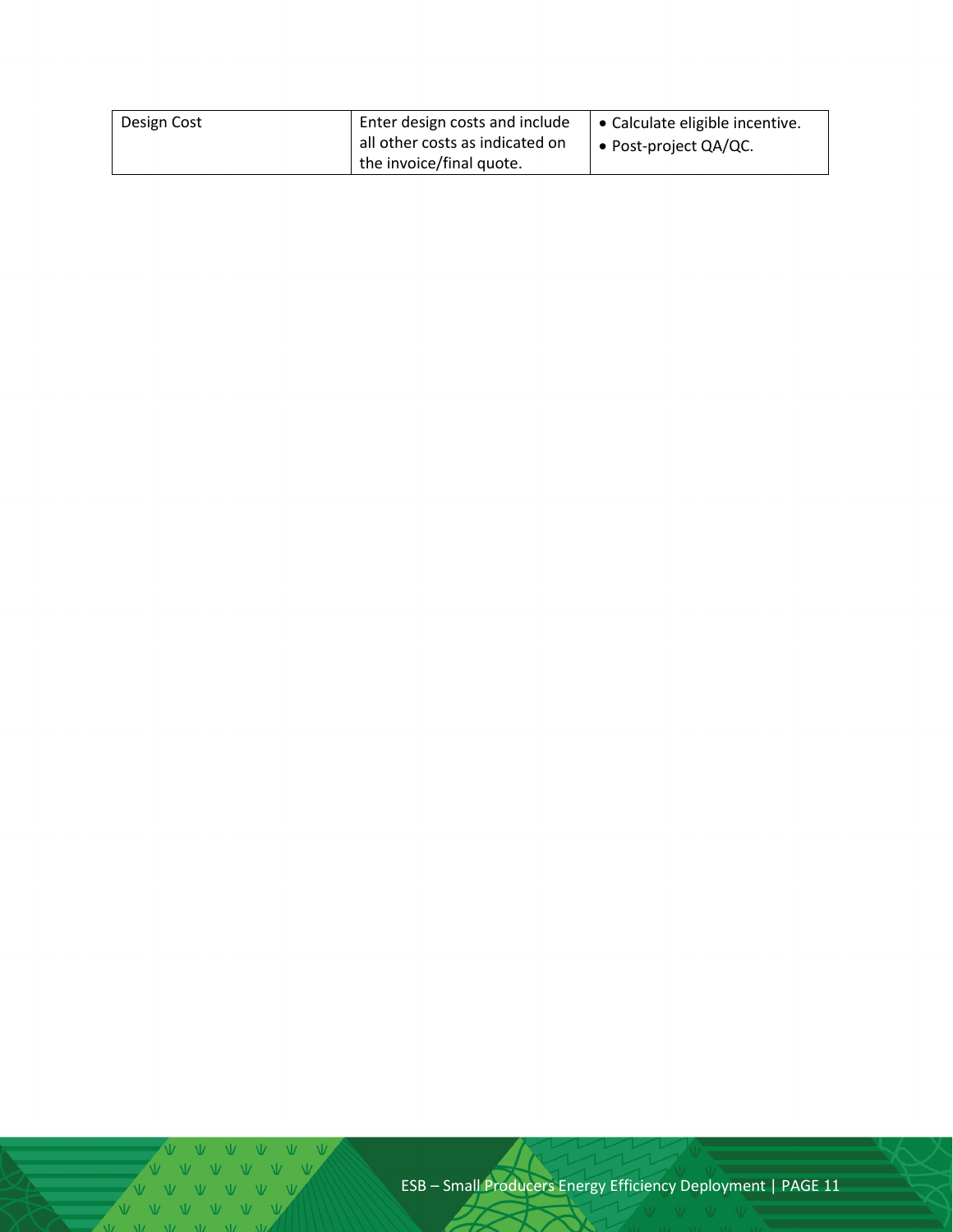| Design Cost | Enter design costs and include all other costs as indicated on the invoice/final quote. | • Calculate eligible incentive.<br>• Post-project QA/QC. |
|---|---|---|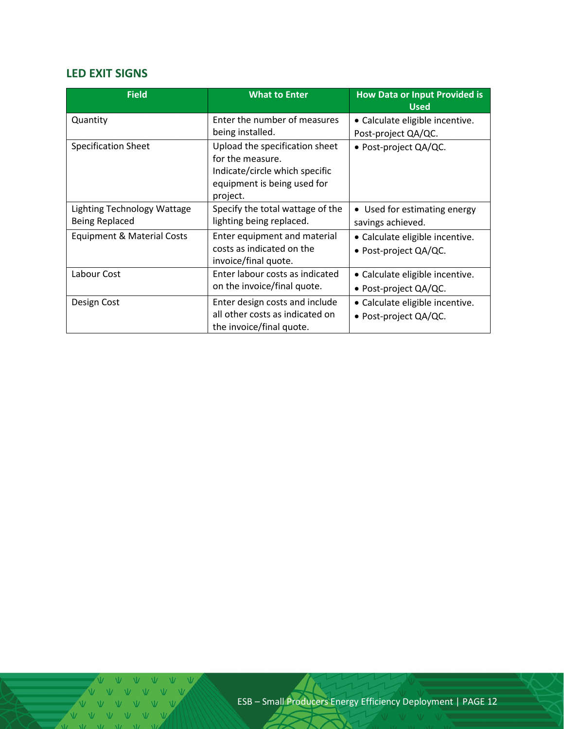## LED EXIT SIGNS

| Field | What to Enter | How Data or Input Provided is Used |
|---|---|---|
| Quantity | Enter the number of measures being installed. | • Calculate eligible incentive. Post-project QA/QC. |
| Specification Sheet | Upload the specification sheet for the measure. Indicate/circle which specific equipment is being used for project. | • Post-project QA/QC. |
| Lighting Technology Wattage Being Replaced | Specify the total wattage of the lighting being replaced. | • Used for estimating energy savings achieved. |
| Equipment & Material Costs | Enter equipment and material costs as indicated on the invoice/final quote. | • Calculate eligible incentive.<br>• Post-project QA/QC. |
| Labour Cost | Enter labour costs as indicated on the invoice/final quote. | • Calculate eligible incentive.<br>• Post-project QA/QC. |
| Design Cost | Enter design costs and include all other costs as indicated on the invoice/final quote. | • Calculate eligible incentive.<br>• Post-project QA/QC. |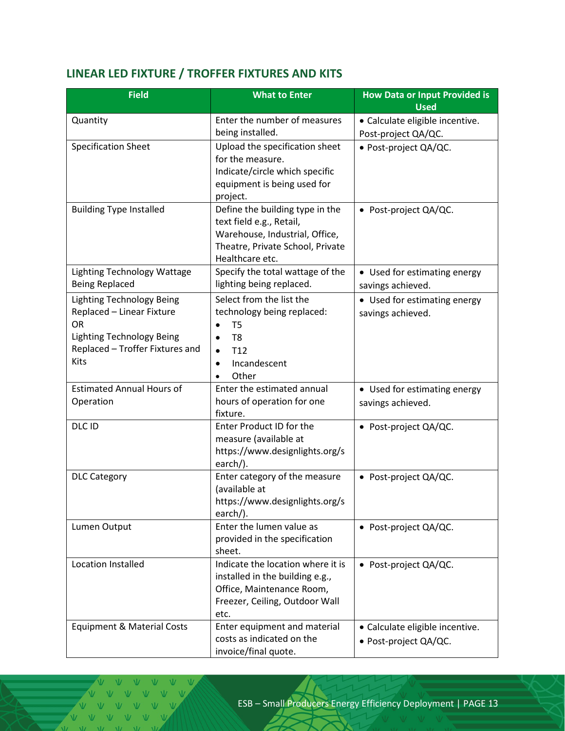## LINEAR LED FIXTURE / TROFFER FIXTURES AND KITS

| Field | What to Enter | How Data or Input Provided is Used |
|---|---|---|
| Quantity | Enter the number of measures being installed. | • Calculate eligible incentive. Post-project QA/QC. |
| Specification Sheet | Upload the specification sheet for the measure. Indicate/circle which specific equipment is being used for project. | • Post-project QA/QC. |
| Building Type Installed | Define the building type in the text field e.g., Retail, Warehouse, Industrial, Office, Theatre, Private School, Private Healthcare etc. | • Post-project QA/QC. |
| Lighting Technology Wattage Being Replaced | Specify the total wattage of the lighting being replaced. | • Used for estimating energy savings achieved. |
| Lighting Technology Being Replaced – Linear Fixture OR Lighting Technology Being Replaced – Troffer Fixtures and Kits | Select from the list the technology being replaced: • T5 • T8 • T12 • Incandescent • Other | • Used for estimating energy savings achieved. |
| Estimated Annual Hours of Operation | Enter the estimated annual hours of operation for one fixture. | • Used for estimating energy savings achieved. |
| DLC ID | Enter Product ID for the measure (available at https://www.designlights.org/search/). | • Post-project QA/QC. |
| DLC Category | Enter category of the measure (available at https://www.designlights.org/search/). | • Post-project QA/QC. |
| Lumen Output | Enter the lumen value as provided in the specification sheet. | • Post-project QA/QC. |
| Location Installed | Indicate the location where it is installed in the building e.g., Office, Maintenance Room, Freezer, Ceiling, Outdoor Wall etc. | • Post-project QA/QC. |
| Equipment & Material Costs | Enter equipment and material costs as indicated on the invoice/final quote. | • Calculate eligible incentive. • Post-project QA/QC. |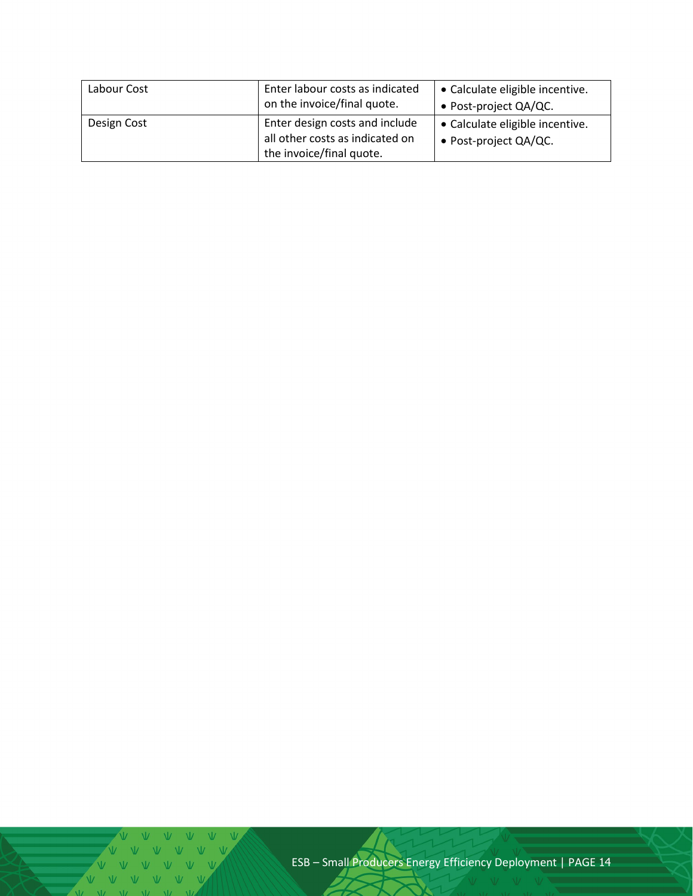| | | |
|---|---|---|
| Labour Cost | Enter labour costs as indicated on the invoice/final quote. | • Calculate eligible incentive.<br>• Post-project QA/QC. |
| Design Cost | Enter design costs and include all other costs as indicated on the invoice/final quote. | • Calculate eligible incentive.<br>• Post-project QA/QC. |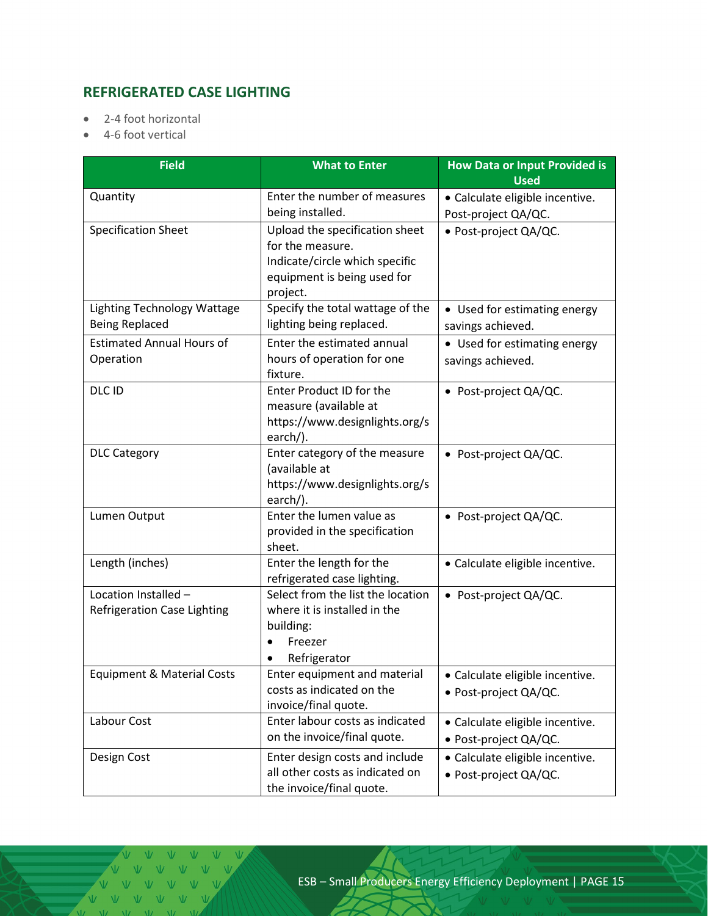## REFRIGERATED CASE LIGHTING

- 2-4 foot horizontal
- 4-6 foot vertical

| Field | What to Enter | How Data or Input Provided is Used |
|---|---|---|
| Quantity | Enter the number of measures being installed. | • Calculate eligible incentive. Post-project QA/QC. |
| Specification Sheet | Upload the specification sheet for the measure. Indicate/circle which specific equipment is being used for project. | • Post-project QA/QC. |
| Lighting Technology Wattage Being Replaced | Specify the total wattage of the lighting being replaced. | • Used for estimating energy savings achieved. |
| Estimated Annual Hours of Operation | Enter the estimated annual hours of operation for one fixture. | • Used for estimating energy savings achieved. |
| DLC ID | Enter Product ID for the measure (available at https://www.designlights.org/search/). | • Post-project QA/QC. |
| DLC Category | Enter category of the measure (available at https://www.designlights.org/search/). | • Post-project QA/QC. |
| Lumen Output | Enter the lumen value as provided in the specification sheet. | • Post-project QA/QC. |
| Length (inches) | Enter the length for the refrigerated case lighting. | • Calculate eligible incentive. |
| Location Installed – Refrigeration Case Lighting | Select from the list the location where it is installed in the building: <br>• Freezer <br>• Refrigerator | • Post-project QA/QC. |
| Equipment & Material Costs | Enter equipment and material costs as indicated on the invoice/final quote. | • Calculate eligible incentive. <br>• Post-project QA/QC. |
| Labour Cost | Enter labour costs as indicated on the invoice/final quote. | • Calculate eligible incentive. <br>• Post-project QA/QC. |
| Design Cost | Enter design costs and include all other costs as indicated on the invoice/final quote. | • Calculate eligible incentive. <br>• Post-project QA/QC. |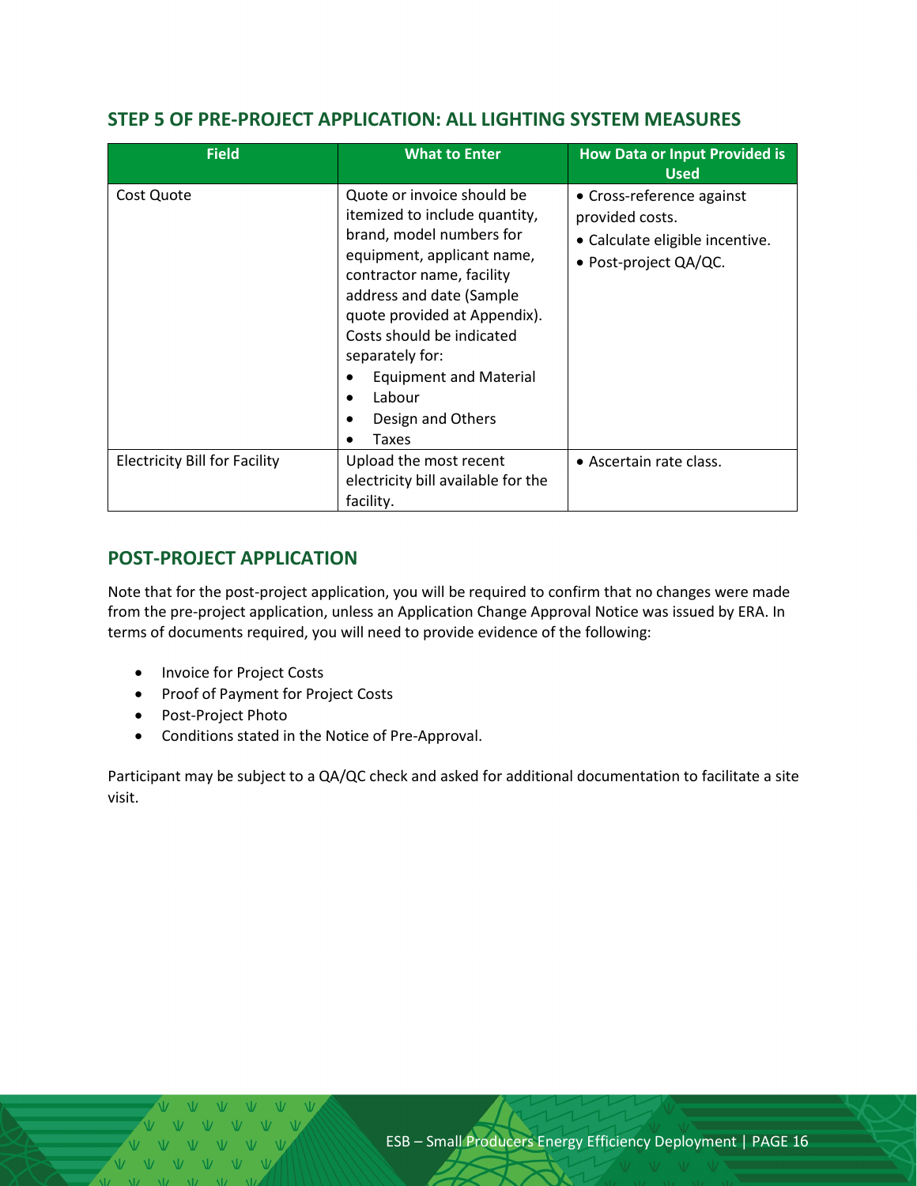## STEP 5 OF PRE-PROJECT APPLICATION: ALL LIGHTING SYSTEM MEASURES

| Field | What to Enter | How Data or Input Provided is Used |
| --- | --- | --- |
| Cost Quote | Quote or invoice should be itemized to include quantity, brand, model numbers for equipment, applicant name, contractor name, facility address and date (Sample quote provided at Appendix). Costs should be indicated separately for:<br>• Equipment and Material<br>• Labour<br>• Design and Others<br>• Taxes | • Cross-reference against provided costs.<br>• Calculate eligible incentive.<br>• Post-project QA/QC. |
| Electricity Bill for Facility | Upload the most recent electricity bill available for the facility. | • Ascertain rate class. |

## POST-PROJECT APPLICATION

Note that for the post-project application, you will be required to confirm that no changes were made from the pre-project application, unless an Application Change Approval Notice was issued by ERA. In terms of documents required, you will need to provide evidence of the following:

- Invoice for Project Costs
- Proof of Payment for Project Costs
- Post-Project Photo
- Conditions stated in the Notice of Pre-Approval.

Participant may be subject to a QA/QC check and asked for additional documentation to facilitate a site visit.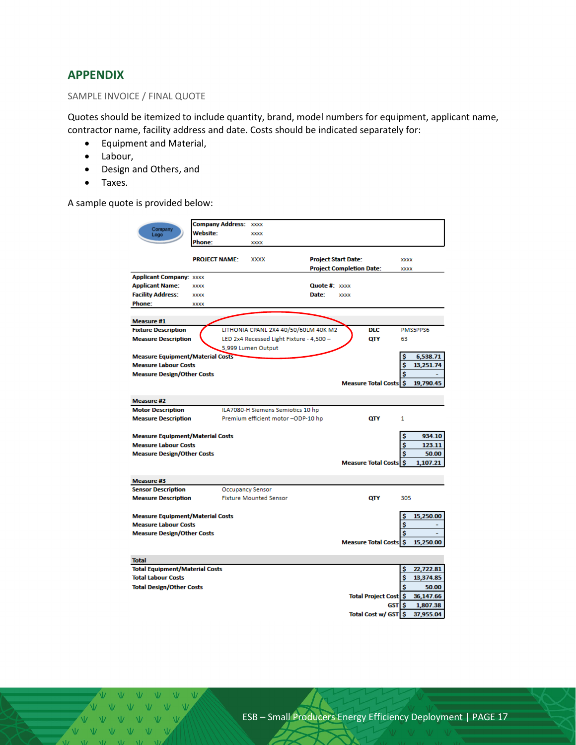## APPENDIX

SAMPLE INVOICE / FINAL QUOTE

Quotes should be itemized to include quantity, brand, model numbers for equipment, applicant name, contractor name, facility address and date. Costs should be indicated separately for:

- Equipment and Material,
- Labour,
- Design and Others, and
- Taxes.

A sample quote is provided below:

Company Logo

| | |
|---|---|
| **Company Address:** | xxxx |
| **Website:** | xxxx |
| **Phone:** | xxxx |

**PROJECT NAME:** XXXX

**Project Start Date:** xxxx
**Project Completion Date:** xxxx

| | | | |
|---|---|---|---|
| **Applicant Company:** | xxxx | | |
| **Applicant Name:** | xxxx | **Quote #:** | xxxx |
| **Facility Address:** | xxxx | **Date:** | xxxx |
| **Phone:** | xxxx | | |

| | | | |
|---|---|---|---|
| **Measure #1** | | | |
| **Fixture Description** | LITHONIA CPANL 2X4 40/50/60LM 40K M2 | **DLC** | PMS5PPS6 |
| **Measure Description** | LED 2x4 Recessed Light Fixture - 4,500 – 5,999 Lumen Output | **QTY** | 63 |
| **Measure Equipment/Material Costs** | | | $ 6,538.71 |
| **Measure Labour Costs** | | | $ 13,251.74 |
| **Measure Design/Other Costs** | | | $ - |
| | | **Measure Total Costs** | $ 19,790.45 |
| **Measure #2** | | | |
| **Motor Description** | ILA7080-H Siemens Semiotics 10 hp | | |
| **Measure Description** | Premium efficient motor –ODP-10 hp | **QTY** | 1 |
| **Measure Equipment/Material Costs** | | | $ 934.10 |
| **Measure Labour Costs** | | | $ 123.11 |
| **Measure Design/Other Costs** | | | $ 50.00 |
| | | **Measure Total Costs** | $ 1,107.21 |
| **Measure #3** | | | |
| **Sensor Description** | Occupancy Sensor | | |
| **Measure Description** | Fixture Mounted Sensor | **QTY** | 305 |
| **Measure Equipment/Material Costs** | | | $ 15,250.00 |
| **Measure Labour Costs** | | | $ - |
| **Measure Design/Other Costs** | | | $ - |
| | | **Measure Total Costs** | $ 15,250.00 |
| **Total** | | | |
| **Total Equipment/Material Costs** | | | $ 22,722.81 |
| **Total Labour Costs** | | | $ 13,374.85 |
| **Total Design/Other Costs** | | | $ 50.00 |
| | | **Total Project Cost** | $ 36,147.66 |
| | | **GST** | $ 1,807.38 |
| | | **Total Cost w/ GST** | $ 37,955.04 |